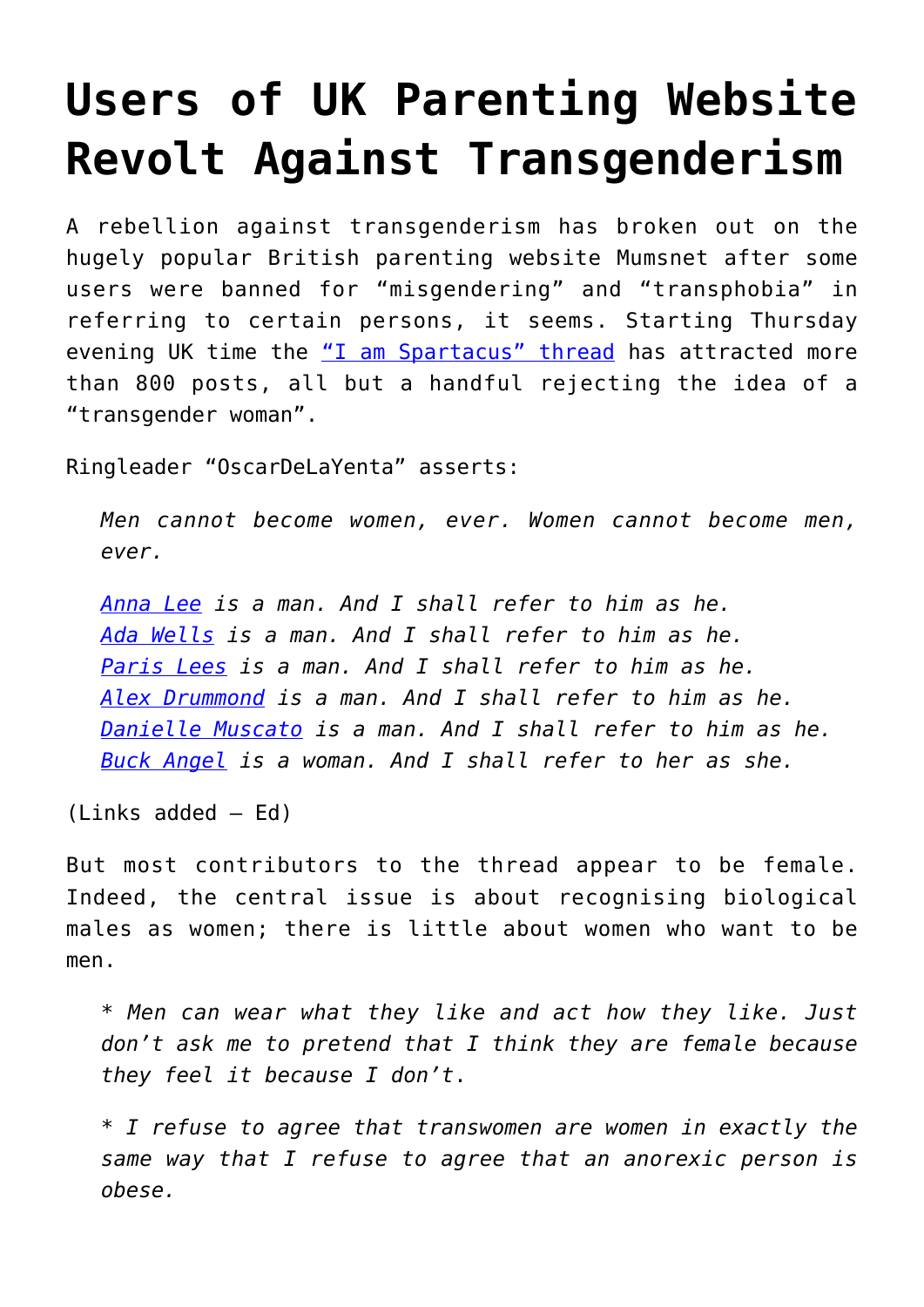# Users of UK Parenting Website Revolt Against Transgenderism

A rebellion against transgenderism has broken out on the hugely popular British parenting website Mumsnet after some users were banned for "misgendering" and "transphobia" in referring to certain persons, it seems. Starting Thursday evening UK time the "I am Spartacus" thread has attracted more than 800 posts, all but a handful rejecting the idea of a "transgender woman".

Ringleader "OscarDeLaYenta" asserts:

> *Men cannot become women, ever. Women cannot become men, ever.*
>
> *Anna Lee is a man. And I shall refer to him as he.*
> *Ada Wells is a man. And I shall refer to him as he.*
> *Paris Lees is a man. And I shall refer to him as he.*
> *Alex Drummond is a man. And I shall refer to him as he.*
> *Danielle Muscato is a man. And I shall refer to him as he.*
> *Buck Angel is a woman. And I shall refer to her as she.*

(Links added – Ed)

But most contributors to the thread appear to be female. Indeed, the central issue is about recognising biological males as women; there is little about women who want to be men.

> * *Men can wear what they like and act how they like. Just don't ask me to pretend that I think they are female because they feel it because I don't.*
>
> * *I refuse to agree that transwomen are women in exactly the same way that I refuse to agree that an anorexic person is obese.*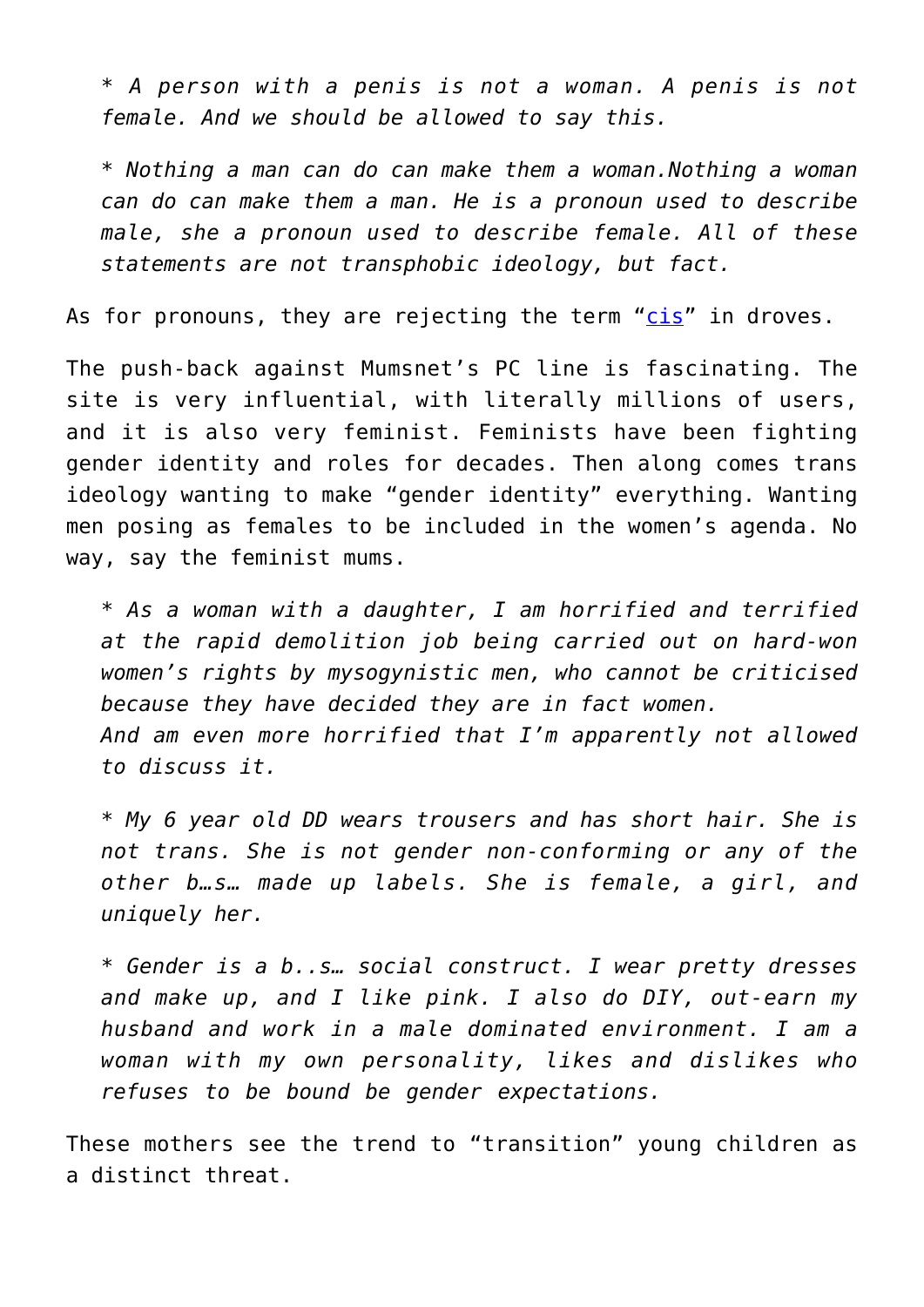* *A person with a penis is not a woman. A penis is not female. And we should be allowed to say this.*

* *Nothing a man can do can make them a woman.Nothing a woman can do can make them a man. He is a pronoun used to describe male, she a pronoun used to describe female. All of these statements are not transphobic ideology, but fact.*

As for pronouns, they are rejecting the term "cis" in droves.

The push-back against Mumsnet's PC line is fascinating. The site is very influential, with literally millions of users, and it is also very feminist. Feminists have been fighting gender identity and roles for decades. Then along comes trans ideology wanting to make "gender identity" everything. Wanting men posing as females to be included in the women's agenda. No way, say the feminist mums.

* *As a woman with a daughter, I am horrified and terrified at the rapid demolition job being carried out on hard-won women's rights by mysogynistic men, who cannot be criticised because they have decided they are in fact women.*
  *And am even more horrified that I'm apparently not allowed to discuss it.*

* *My 6 year old DD wears trousers and has short hair. She is not trans. She is not gender non-conforming or any of the other b…s… made up labels. She is female, a girl, and uniquely her.*

* *Gender is a b..s… social construct. I wear pretty dresses and make up, and I like pink. I also do DIY, out-earn my husband and work in a male dominated environment. I am a woman with my own personality, likes and dislikes who refuses to be bound be gender expectations.*

These mothers see the trend to "transition" young children as a distinct threat.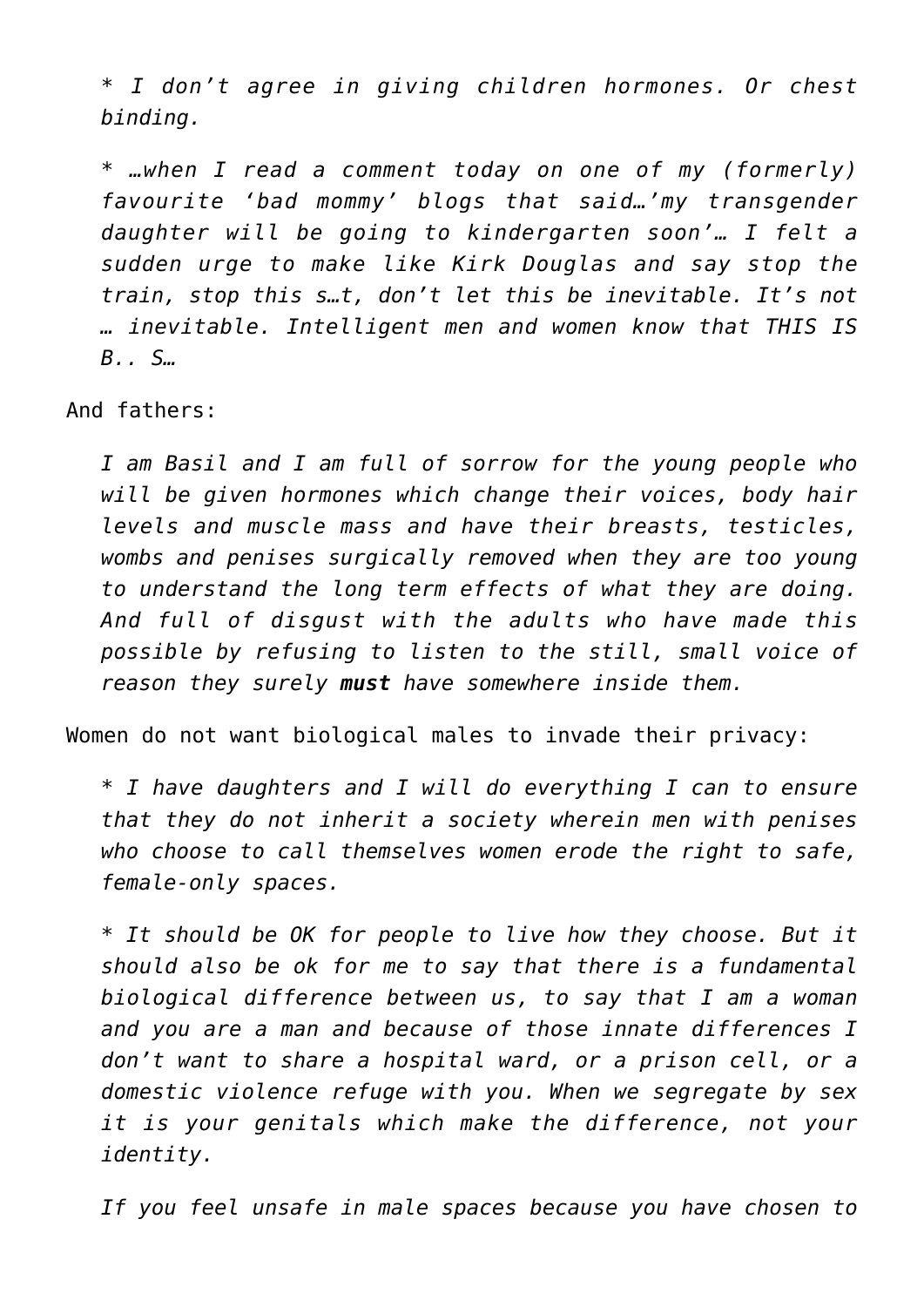> * *I don't agree in giving children hormones. Or chest binding.*
>
> * *…when I read a comment today on one of my (formerly) favourite 'bad mommy' blogs that said…'my transgender daughter will be going to kindergarten soon'… I felt a sudden urge to make like Kirk Douglas and say stop the train, stop this s…t, don't let this be inevitable. It's not … inevitable. Intelligent men and women know that THIS IS B.. S…*

And fathers:

> *I am Basil and I am full of sorrow for the young people who will be given hormones which change their voices, body hair levels and muscle mass and have their breasts, testicles, wombs and penises surgically removed when they are too young to understand the long term effects of what they are doing. And full of disgust with the adults who have made this possible by refusing to listen to the still, small voice of reason they surely **must** have somewhere inside them.*

Women do not want biological males to invade their privacy:

> * *I have daughters and I will do everything I can to ensure that they do not inherit a society wherein men with penises who choose to call themselves women erode the right to safe, female-only spaces.*
>
> * *It should be OK for people to live how they choose. But it should also be ok for me to say that there is a fundamental biological difference between us, to say that I am a woman and you are a man and because of those innate differences I don't want to share a hospital ward, or a prison cell, or a domestic violence refuge with you. When we segregate by sex it is your genitals which make the difference, not your identity.*
>
> *If you feel unsafe in male spaces because you have chosen to*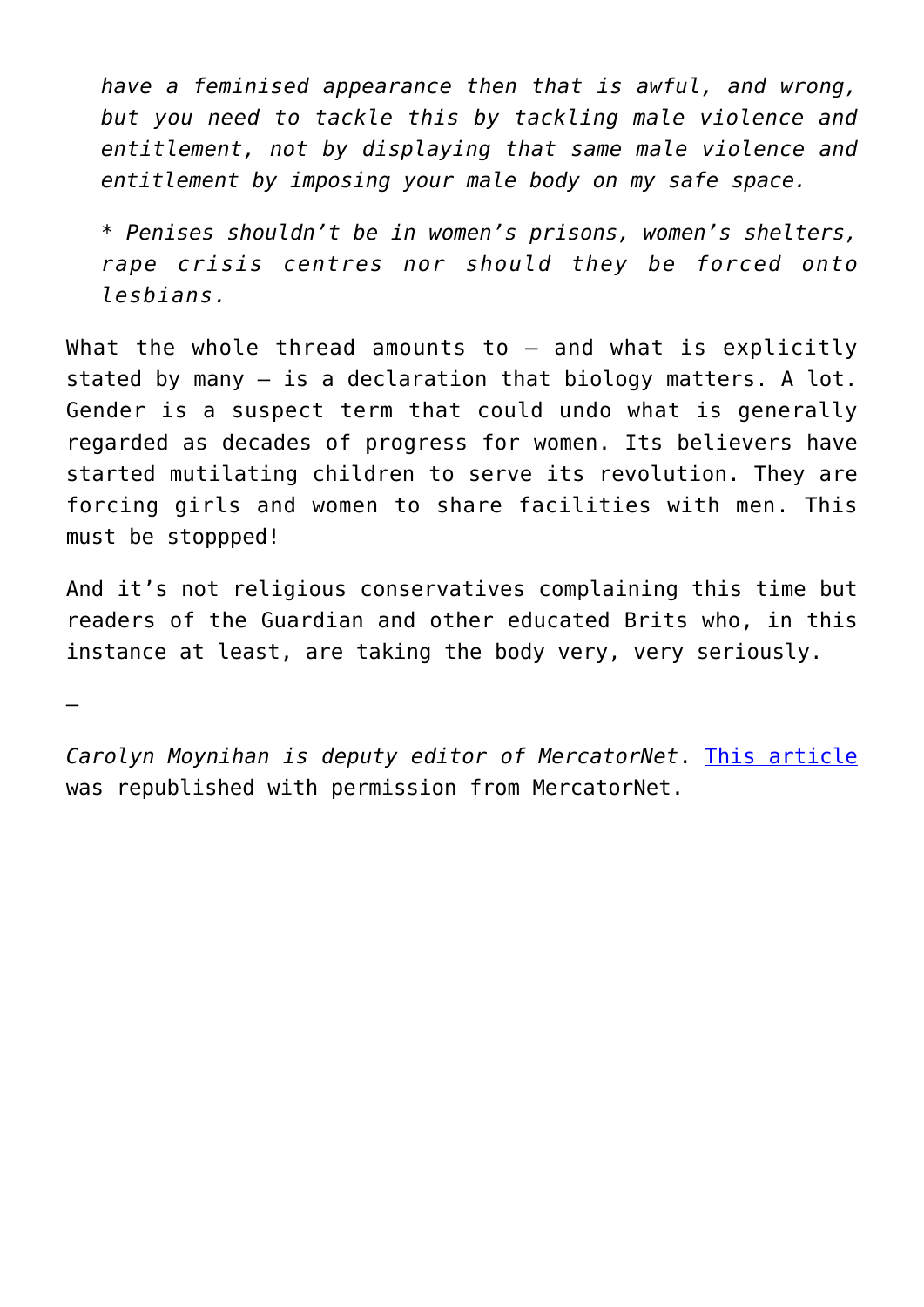> *have a feminised appearance then that is awful, and wrong, but you need to tackle this by tackling male violence and entitlement, not by displaying that same male violence and entitlement by imposing your male body on my safe space.*
>
> *\* Penises shouldn't be in women's prisons, women's shelters, rape crisis centres nor should they be forced onto lesbians.*

What the whole thread amounts to – and what is explicitly stated by many – is a declaration that biology matters. A lot. Gender is a suspect term that could undo what is generally regarded as decades of progress for women. Its believers have started mutilating children to serve its revolution. They are forcing girls and women to share facilities with men. This must be stoppped!

And it's not religious conservatives complaining this time but readers of the Guardian and other educated Brits who, in this instance at least, are taking the body very, very seriously.

–

*Carolyn Moynihan is deputy editor of MercatorNet*. This article was republished with permission from MercatorNet.